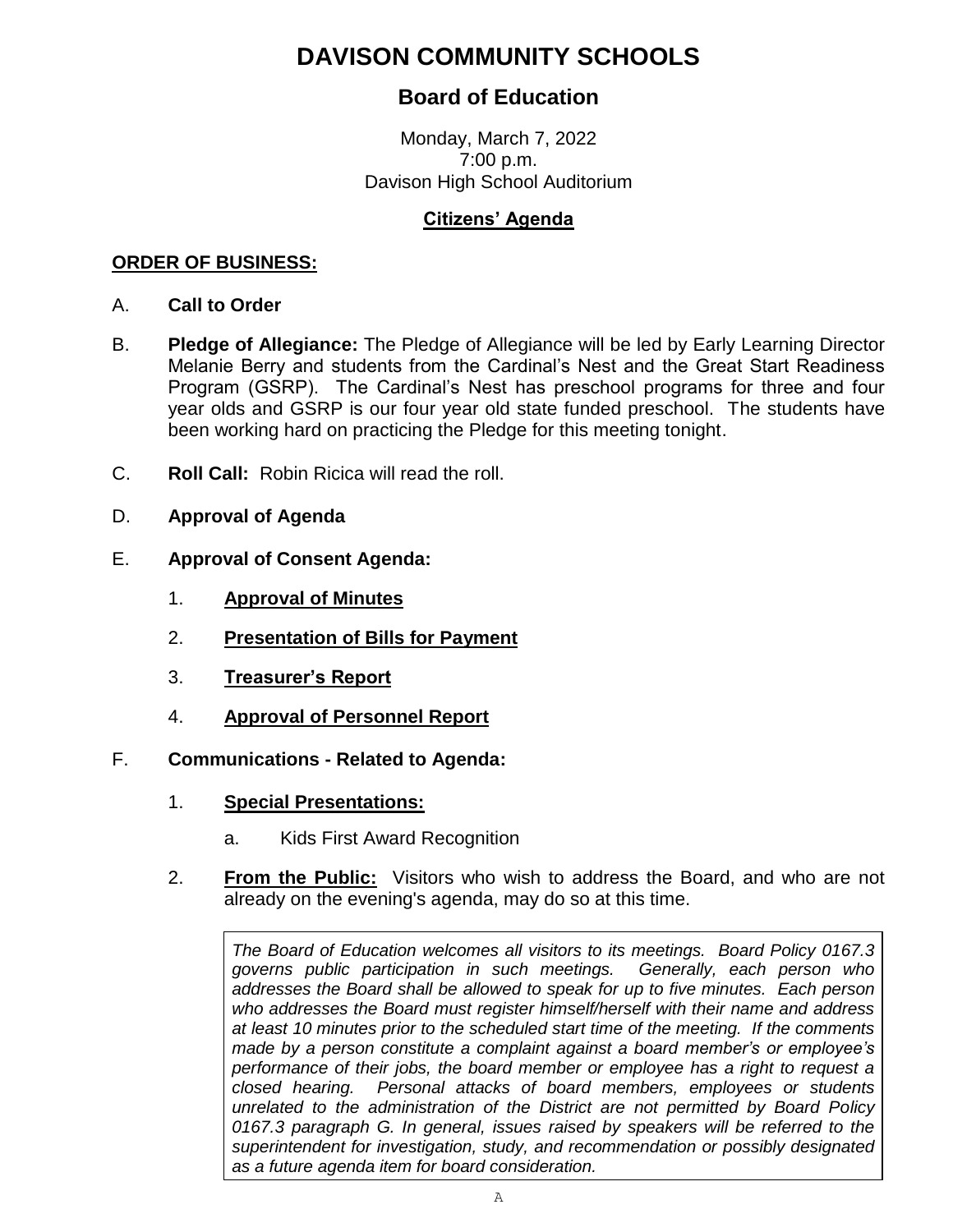# DAVISON COMMUNITY SCHOOLS

## Board of Education

Monday, March 7, 2022
7:00 p.m.
Davison High School Auditorium

**Citizens' Agenda**

**ORDER OF BUSINESS:**

A. **Call to Order**

B. **Pledge of Allegiance:** The Pledge of Allegiance will be led by Early Learning Director Melanie Berry and students from the Cardinal's Nest and the Great Start Readiness Program (GSRP). The Cardinal's Nest has preschool programs for three and four year olds and GSRP is our four year old state funded preschool. The students have been working hard on practicing the Pledge for this meeting tonight.

C. **Roll Call:** Robin Ricica will read the roll.

D. **Approval of Agenda**

E. **Approval of Consent Agenda:**

1. **Approval of Minutes**
2. **Presentation of Bills for Payment**
3. **Treasurer's Report**
4. **Approval of Personnel Report**

F. **Communications - Related to Agenda:**

1. **Special Presentations:**

   a. Kids First Award Recognition

2. **From the Public:** Visitors who wish to address the Board, and who are not already on the evening's agenda, may do so at this time.

> *The Board of Education welcomes all visitors to its meetings. Board Policy 0167.3 governs public participation in such meetings. Generally, each person who addresses the Board shall be allowed to speak for up to five minutes. Each person who addresses the Board must register himself/herself with their name and address at least 10 minutes prior to the scheduled start time of the meeting. If the comments made by a person constitute a complaint against a board member's or employee's performance of their jobs, the board member or employee has a right to request a closed hearing. Personal attacks of board members, employees or students unrelated to the administration of the District are not permitted by Board Policy 0167.3 paragraph G. In general, issues raised by speakers will be referred to the superintendent for investigation, study, and recommendation or possibly designated as a future agenda item for board consideration.*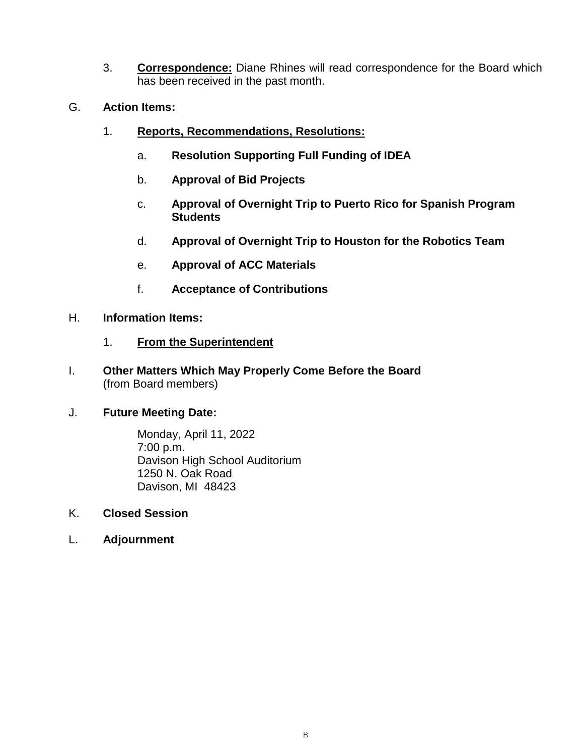3. **Correspondence:** Diane Rhines will read correspondence for the Board which has been received in the past month.

G. **Action Items:**

1. **Reports, Recommendations, Resolutions:**

   a. **Resolution Supporting Full Funding of IDEA**

   b. **Approval of Bid Projects**

   c. **Approval of Overnight Trip to Puerto Rico for Spanish Program Students**

   d. **Approval of Overnight Trip to Houston for the Robotics Team**

   e. **Approval of ACC Materials**

   f. **Acceptance of Contributions**

H. **Information Items:**

1. **From the Superintendent**

I. **Other Matters Which May Properly Come Before the Board**
(from Board members)

J. **Future Meeting Date:**

Monday, April 11, 2022
7:00 p.m.
Davison High School Auditorium
1250 N. Oak Road
Davison, MI 48423

K. **Closed Session**

L. **Adjournment**